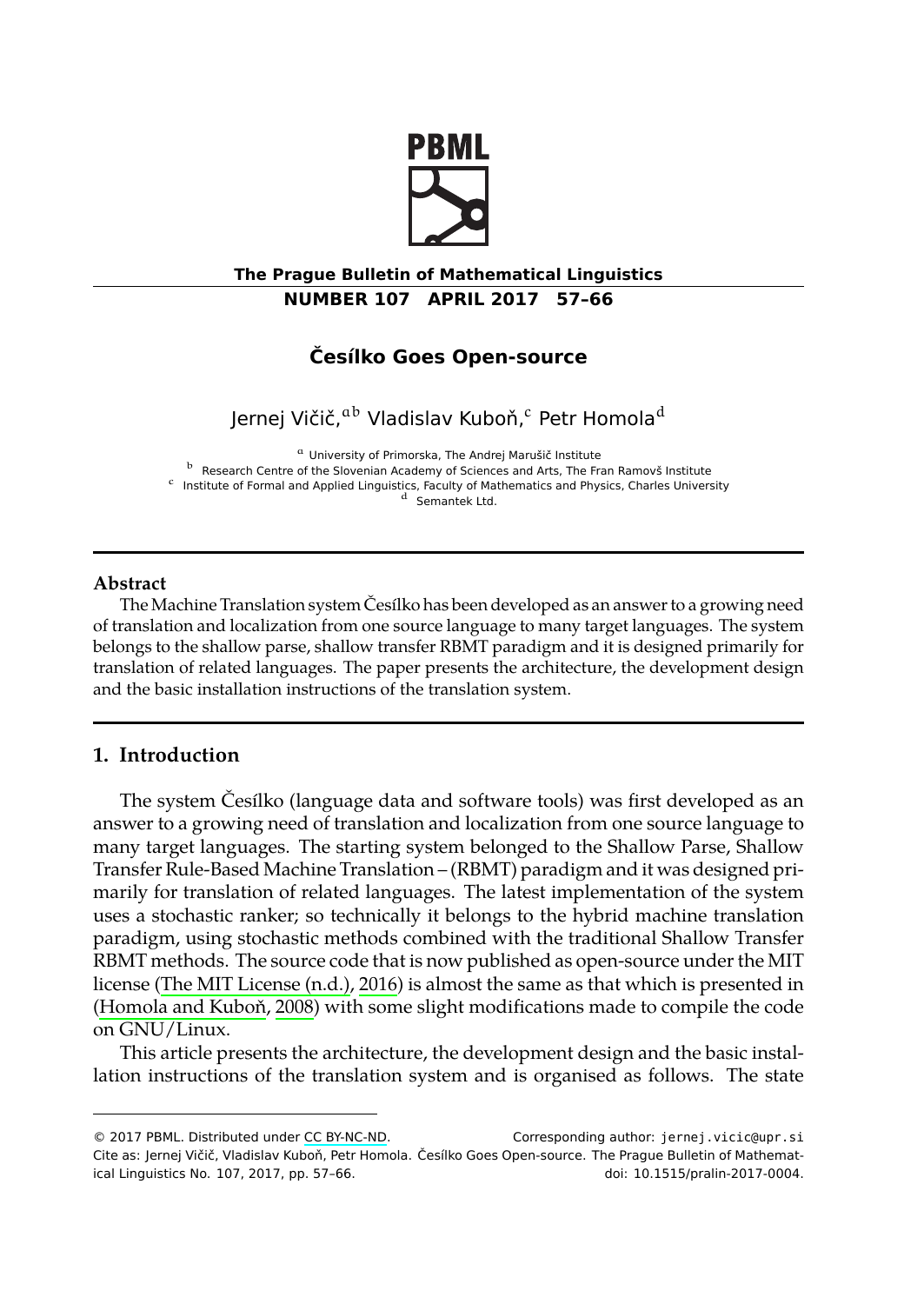# Česílko Goes Open-source

Jernej Vičič,[a b] Vladislav Kuboň,[c] Petr Homola[d]

[a] University of Primorska, The Andrej Marušič Institute
[b] Research Centre of the Slovenian Academy of Sciences and Arts, The Fran Ramovš Institute
[c] Institute of Formal and Applied Linguistics, Faculty of Mathematics and Physics, Charles University
[d] Semantek Ltd.

## Abstract

The Machine Translation system Česílko has been developed as an answer to a growing need of translation and localization from one source language to many target languages. The system belongs to the shallow parse, shallow transfer RBMT paradigm and it is designed primarily for translation of related languages. The paper presents the architecture, the development design and the basic installation instructions of the translation system.

## 1. Introduction

The system Česílko (language data and software tools) was first developed as an answer to a growing need of translation and localization from one source language to many target languages. The starting system belonged to the Shallow Parse, Shallow Transfer Rule-Based Machine Translation – (RBMT) paradigm and it was designed primarily for translation of related languages. The latest implementation of the system uses a stochastic ranker; so technically it belongs to the hybrid machine translation paradigm, using stochastic methods combined with the traditional Shallow Transfer RBMT methods. The source code that is now published as open-source under the MIT license (The MIT License (n.d.), 2016) is almost the same as that which is presented in (Homola and Kuboň, 2008) with some slight modifications made to compile the code on GNU/Linux.

This article presents the architecture, the development design and the basic installation instructions of the translation system and is organised as follows. The state

---

© 2017 PBML. Distributed under CC BY-NC-ND. Corresponding author: jernej.vicic@upr.si
Cite as: Jernej Vičič, Vladislav Kuboň, Petr Homola. Česílko Goes Open-source. The Prague Bulletin of Mathematical Linguistics No. 107, 2017, pp. 57–66. doi: 10.1515/pralin-2017-0004.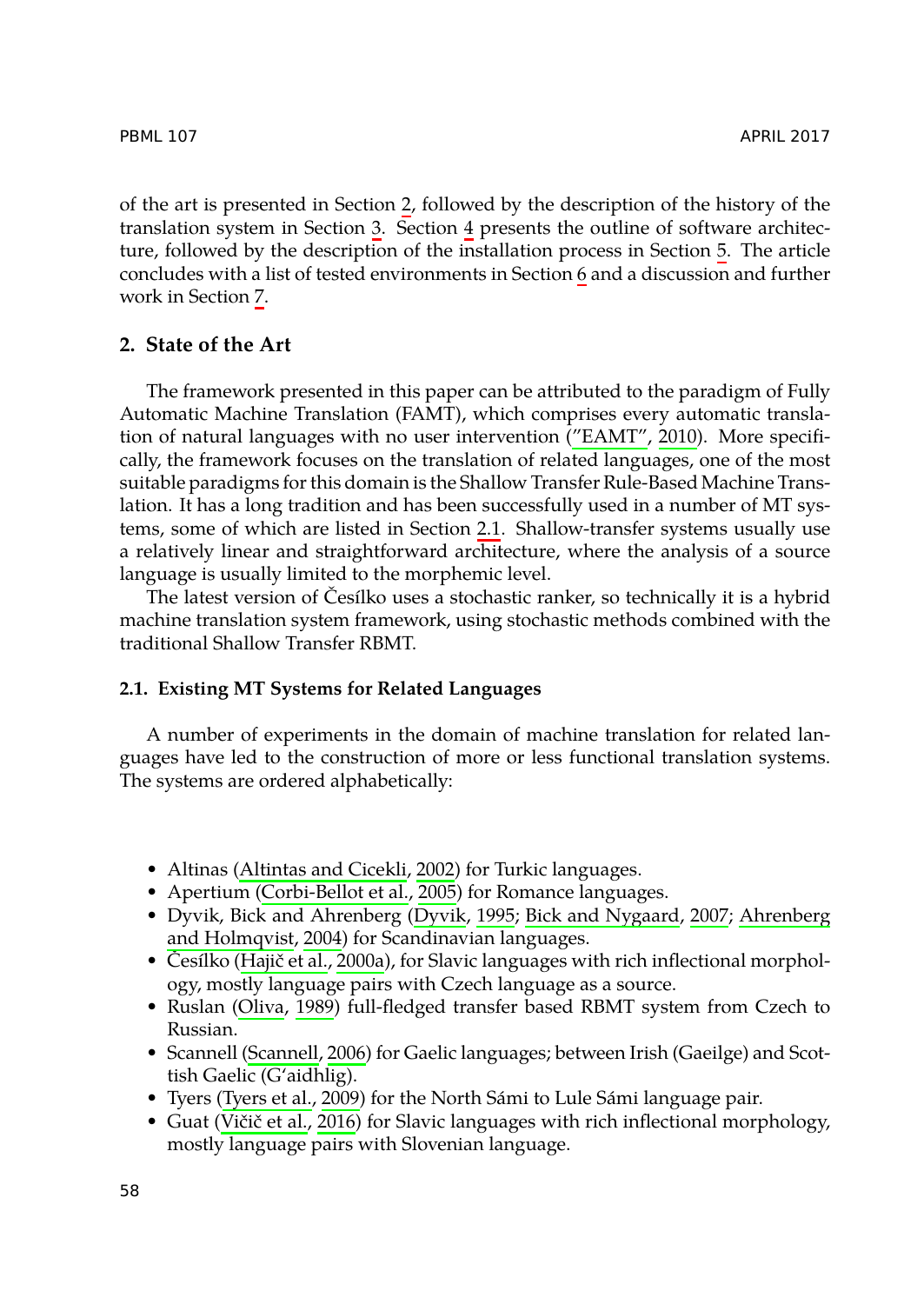of the art is presented in Section 2, followed by the description of the history of the translation system in Section 3. Section 4 presents the outline of software architecture, followed by the description of the installation process in Section 5. The article concludes with a list of tested environments in Section 6 and a discussion and further work in Section 7.

## 2. State of the Art

The framework presented in this paper can be attributed to the paradigm of Fully Automatic Machine Translation (FAMT), which comprises every automatic translation of natural languages with no user intervention ("EAMT", 2010). More specifically, the framework focuses on the translation of related languages, one of the most suitable paradigms for this domain is the Shallow Transfer Rule-Based Machine Translation. It has a long tradition and has been successfully used in a number of MT systems, some of which are listed in Section 2.1. Shallow-transfer systems usually use a relatively linear and straightforward architecture, where the analysis of a source language is usually limited to the morphemic level.

The latest version of Česílko uses a stochastic ranker, so technically it is a hybrid machine translation system framework, using stochastic methods combined with the traditional Shallow Transfer RBMT.

### 2.1. Existing MT Systems for Related Languages

A number of experiments in the domain of machine translation for related languages have led to the construction of more or less functional translation systems. The systems are ordered alphabetically:

- Altinas (Altintas and Cicekli, 2002) for Turkic languages.
- Apertium (Corbi-Bellot et al., 2005) for Romance languages.
- Dyvik, Bick and Ahrenberg (Dyvik, 1995; Bick and Nygaard, 2007; Ahrenberg and Holmqvist, 2004) for Scandinavian languages.
- Česílko (Hajič et al., 2000a), for Slavic languages with rich inflectional morphology, mostly language pairs with Czech language as a source.
- Ruslan (Oliva, 1989) full-fledged transfer based RBMT system from Czech to Russian.
- Scannell (Scannell, 2006) for Gaelic languages; between Irish (Gaeilge) and Scottish Gaelic (G'aidhlig).
- Tyers (Tyers et al., 2009) for the North Sámi to Lule Sámi language pair.
- Guat (Vičič et al., 2016) for Slavic languages with rich inflectional morphology, mostly language pairs with Slovenian language.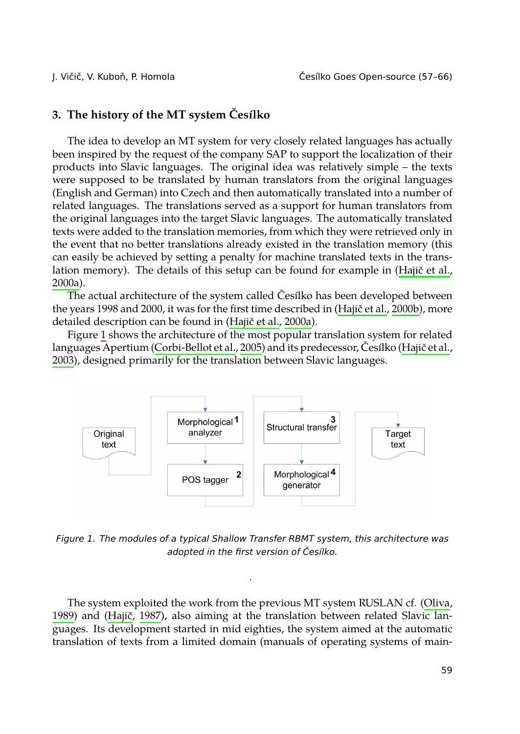## 3. The history of the MT system Česílko

The idea to develop an MT system for very closely related languages has actually been inspired by the request of the company SAP to support the localization of their products into Slavic languages. The original idea was relatively simple – the texts were supposed to be translated by human translators from the original languages (English and German) into Czech and then automatically translated into a number of related languages. The translations served as a support for human translators from the original languages into the target Slavic languages. The automatically translated texts were added to the translation memories, from which they were retrieved only in the event that no better translations already existed in the translation memory (this can easily be achieved by setting a penalty for machine translated texts in the translation memory). The details of this setup can be found for example in (Hajič et al., 2000a).

The actual architecture of the system called Česílko has been developed between the years 1998 and 2000, it was for the first time described in (Hajič et al., 2000b), more detailed description can be found in (Hajič et al., 2000a).

Figure 1 shows the architecture of the most popular translation system for related languages Apertium (Corbi-Bellot et al., 2005) and its predecessor, Česílko (Hajič et al., 2003), designed primarily for the translation between Slavic languages.

Original text → Morphological analyzer (1) → POS tagger (2) → Structural transfer (3) → Morphological generator (4) → Target text

*Figure 1. The modules of a typical Shallow Transfer RBMT system, this architecture was adopted in the first version of Česílko.*

The system exploited the work from the previous MT system RUSLAN cf. (Oliva, 1989) and (Hajič, 1987), also aiming at the translation between related Slavic languages. Its development started in mid eighties, the system aimed at the automatic translation of texts from a limited domain (manuals of operating systems of main-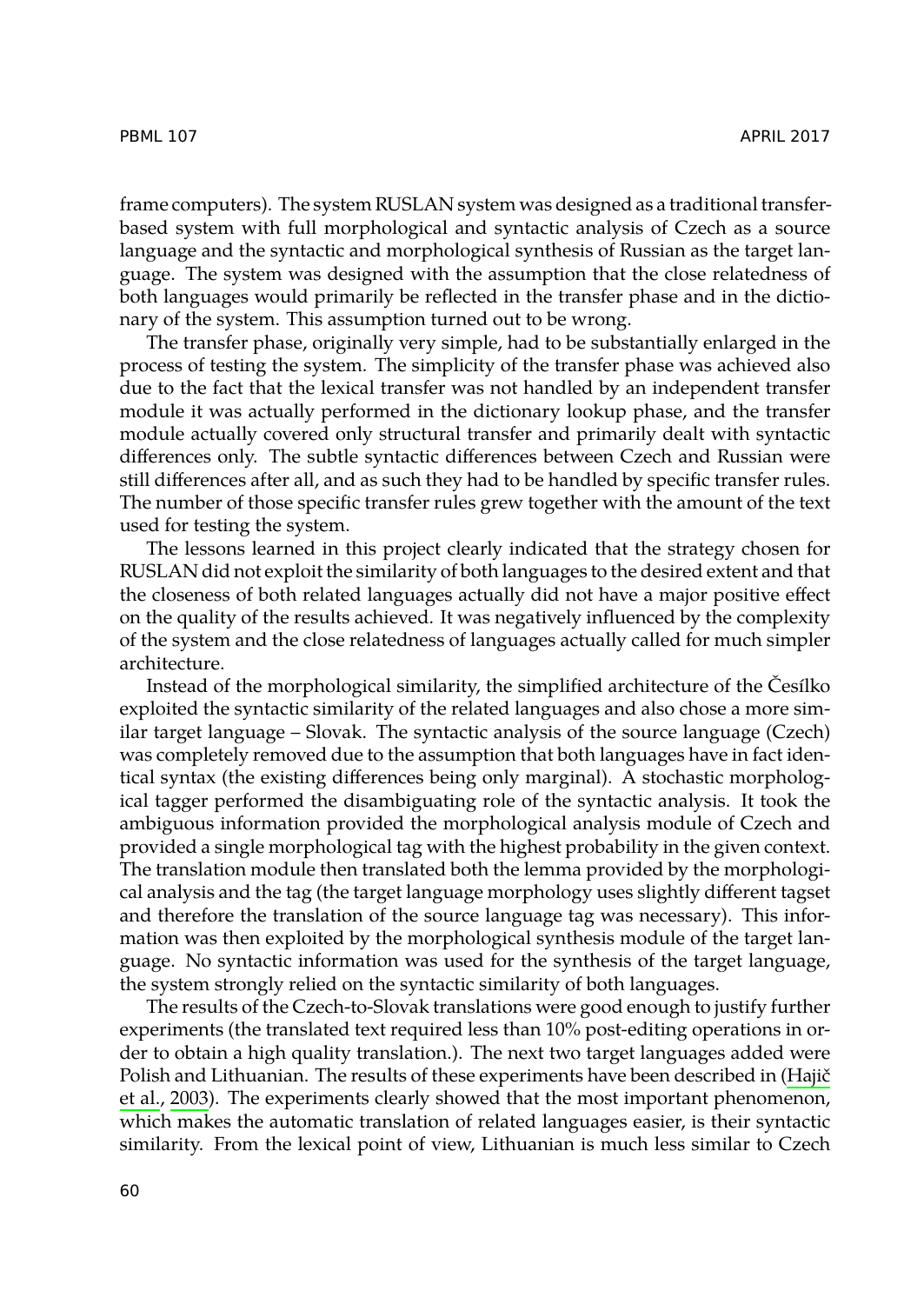frame computers). The system RUSLAN system was designed as a traditional transfer-based system with full morphological and syntactic analysis of Czech as a source language and the syntactic and morphological synthesis of Russian as the target language. The system was designed with the assumption that the close relatedness of both languages would primarily be reflected in the transfer phase and in the dictionary of the system. This assumption turned out to be wrong.

The transfer phase, originally very simple, had to be substantially enlarged in the process of testing the system. The simplicity of the transfer phase was achieved also due to the fact that the lexical transfer was not handled by an independent transfer module it was actually performed in the dictionary lookup phase, and the transfer module actually covered only structural transfer and primarily dealt with syntactic differences only. The subtle syntactic differences between Czech and Russian were still differences after all, and as such they had to be handled by specific transfer rules. The number of those specific transfer rules grew together with the amount of the text used for testing the system.

The lessons learned in this project clearly indicated that the strategy chosen for RUSLAN did not exploit the similarity of both languages to the desired extent and that the closeness of both related languages actually did not have a major positive effect on the quality of the results achieved. It was negatively influenced by the complexity of the system and the close relatedness of languages actually called for much simpler architecture.

Instead of the morphological similarity, the simplified architecture of the Česílko exploited the syntactic similarity of the related languages and also chose a more similar target language – Slovak. The syntactic analysis of the source language (Czech) was completely removed due to the assumption that both languages have in fact identical syntax (the existing differences being only marginal). A stochastic morphological tagger performed the disambiguating role of the syntactic analysis. It took the ambiguous information provided the morphological analysis module of Czech and provided a single morphological tag with the highest probability in the given context. The translation module then translated both the lemma provided by the morphological analysis and the tag (the target language morphology uses slightly different tagset and therefore the translation of the source language tag was necessary). This information was then exploited by the morphological synthesis module of the target language. No syntactic information was used for the synthesis of the target language, the system strongly relied on the syntactic similarity of both languages.

The results of the Czech-to-Slovak translations were good enough to justify further experiments (the translated text required less than 10% post-editing operations in order to obtain a high quality translation.). The next two target languages added were Polish and Lithuanian. The results of these experiments have been described in (Hajič et al., 2003). The experiments clearly showed that the most important phenomenon, which makes the automatic translation of related languages easier, is their syntactic similarity. From the lexical point of view, Lithuanian is much less similar to Czech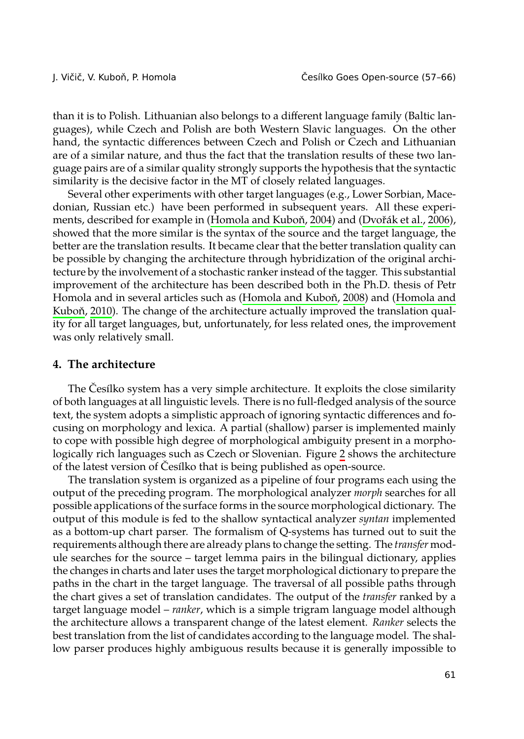than it is to Polish. Lithuanian also belongs to a different language family (Baltic languages), while Czech and Polish are both Western Slavic languages. On the other hand, the syntactic differences between Czech and Polish or Czech and Lithuanian are of a similar nature, and thus the fact that the translation results of these two language pairs are of a similar quality strongly supports the hypothesis that the syntactic similarity is the decisive factor in the MT of closely related languages.

Several other experiments with other target languages (e.g., Lower Sorbian, Macedonian, Russian etc.) have been performed in subsequent years. All these experiments, described for example in (Homola and Kuboň, 2004) and (Dvořák et al., 2006), showed that the more similar is the syntax of the source and the target language, the better are the translation results. It became clear that the better translation quality can be possible by changing the architecture through hybridization of the original architecture by the involvement of a stochastic ranker instead of the tagger. This substantial improvement of the architecture has been described both in the Ph.D. thesis of Petr Homola and in several articles such as (Homola and Kuboň, 2008) and (Homola and Kuboň, 2010). The change of the architecture actually improved the translation quality for all target languages, but, unfortunately, for less related ones, the improvement was only relatively small.

## 4. The architecture

The Česílko system has a very simple architecture. It exploits the close similarity of both languages at all linguistic levels. There is no full-fledged analysis of the source text, the system adopts a simplistic approach of ignoring syntactic differences and focusing on morphology and lexica. A partial (shallow) parser is implemented mainly to cope with possible high degree of morphological ambiguity present in a morphologically rich languages such as Czech or Slovenian. Figure 2 shows the architecture of the latest version of Česílko that is being published as open-source.

The translation system is organized as a pipeline of four programs each using the output of the preceding program. The morphological analyzer *morph* searches for all possible applications of the surface forms in the source morphological dictionary. The output of this module is fed to the shallow syntactical analyzer *syntan* implemented as a bottom-up chart parser. The formalism of Q-systems has turned out to suit the requirements although there are already plans to change the setting. The *transfer* module searches for the source – target lemma pairs in the bilingual dictionary, applies the changes in charts and later uses the target morphological dictionary to prepare the paths in the chart in the target language. The traversal of all possible paths through the chart gives a set of translation candidates. The output of the *transfer* ranked by a target language model – *ranker*, which is a simple trigram language model although the architecture allows a transparent change of the latest element. *Ranker* selects the best translation from the list of candidates according to the language model. The shallow parser produces highly ambiguous results because it is generally impossible to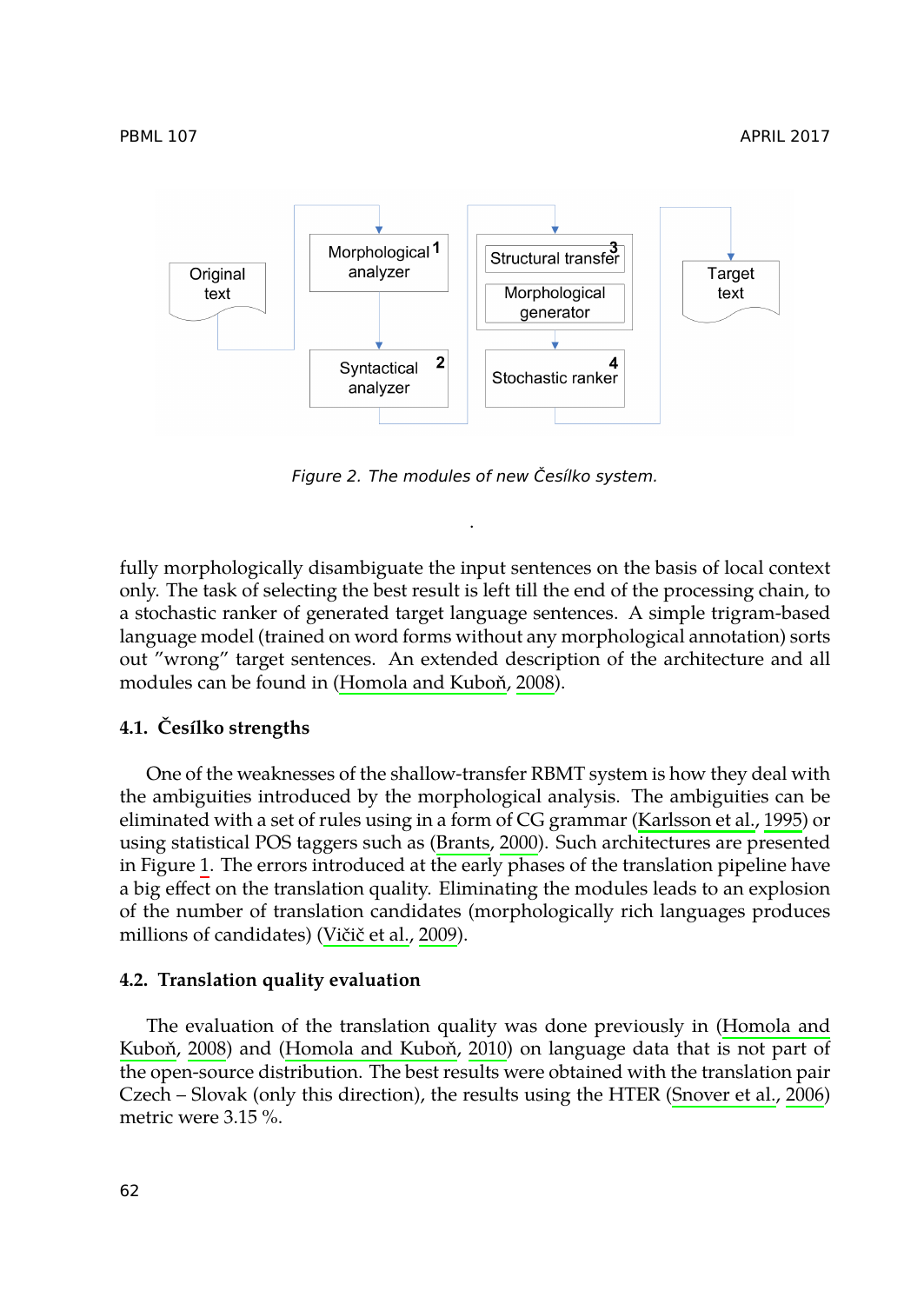Figure 2. The modules of new Česílko system.

fully morphologically disambiguate the input sentences on the basis of local context only. The task of selecting the best result is left till the end of the processing chain, to a stochastic ranker of generated target language sentences. A simple trigram-based language model (trained on word forms without any morphological annotation) sorts out "wrong" target sentences. An extended description of the architecture and all modules can be found in (Homola and Kuboň, 2008).

### 4.1. Česílko strengths

One of the weaknesses of the shallow-transfer RBMT system is how they deal with the ambiguities introduced by the morphological analysis. The ambiguities can be eliminated with a set of rules using in a form of CG grammar (Karlsson et al., 1995) or using statistical POS taggers such as (Brants, 2000). Such architectures are presented in Figure 1. The errors introduced at the early phases of the translation pipeline have a big effect on the translation quality. Eliminating the modules leads to an explosion of the number of translation candidates (morphologically rich languages produces millions of candidates) (Vičič et al., 2009).

### 4.2. Translation quality evaluation

The evaluation of the translation quality was done previously in (Homola and Kuboň, 2008) and (Homola and Kuboň, 2010) on language data that is not part of the open-source distribution. The best results were obtained with the translation pair Czech – Slovak (only this direction), the results using the HTER (Snover et al., 2006) metric were 3.15 %.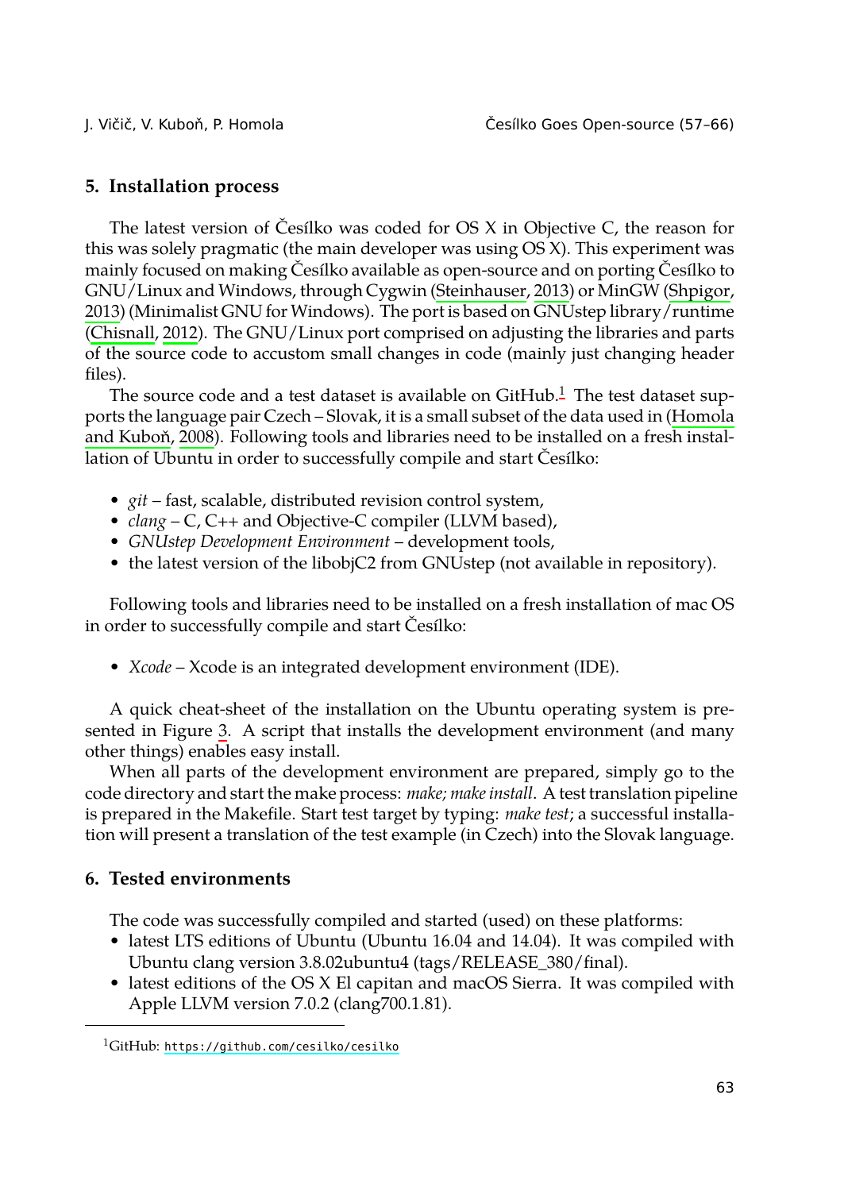## 5. Installation process

The latest version of Česílko was coded for OS X in Objective C, the reason for this was solely pragmatic (the main developer was using OS X). This experiment was mainly focused on making Česílko available as open-source and on porting Česílko to GNU/Linux and Windows, through Cygwin (Steinhauser, 2013) or MinGW (Shpigor, 2013) (Minimalist GNU for Windows). The port is based on GNUstep library/runtime (Chisnall, 2012). The GNU/Linux port comprised on adjusting the libraries and parts of the source code to accustom small changes in code (mainly just changing header files).

The source code and a test dataset is available on GitHub.[1] The test dataset supports the language pair Czech – Slovak, it is a small subset of the data used in (Homola and Kuboň, 2008). Following tools and libraries need to be installed on a fresh installation of Ubuntu in order to successfully compile and start Česílko:

- *git* – fast, scalable, distributed revision control system,
- *clang* – C, C++ and Objective-C compiler (LLVM based),
- *GNUstep Development Environment* – development tools,
- the latest version of the libobjC2 from GNUstep (not available in repository).

Following tools and libraries need to be installed on a fresh installation of mac OS in order to successfully compile and start Česílko:

- *Xcode* – Xcode is an integrated development environment (IDE).

A quick cheat-sheet of the installation on the Ubuntu operating system is presented in Figure 3. A script that installs the development environment (and many other things) enables easy install.

When all parts of the development environment are prepared, simply go to the code directory and start the make process: *make; make install*. A test translation pipeline is prepared in the Makefile. Start test target by typing: *make test*; a successful installation will present a translation of the test example (in Czech) into the Slovak language.

## 6. Tested environments

The code was successfully compiled and started (used) on these platforms:

- latest LTS editions of Ubuntu (Ubuntu 16.04 and 14.04). It was compiled with Ubuntu clang version 3.8.02ubuntu4 (tags/RELEASE_380/final).
- latest editions of the OS X El capitan and macOS Sierra. It was compiled with Apple LLVM version 7.0.2 (clang700.1.81).

[1] GitHub: https://github.com/cesilko/cesilko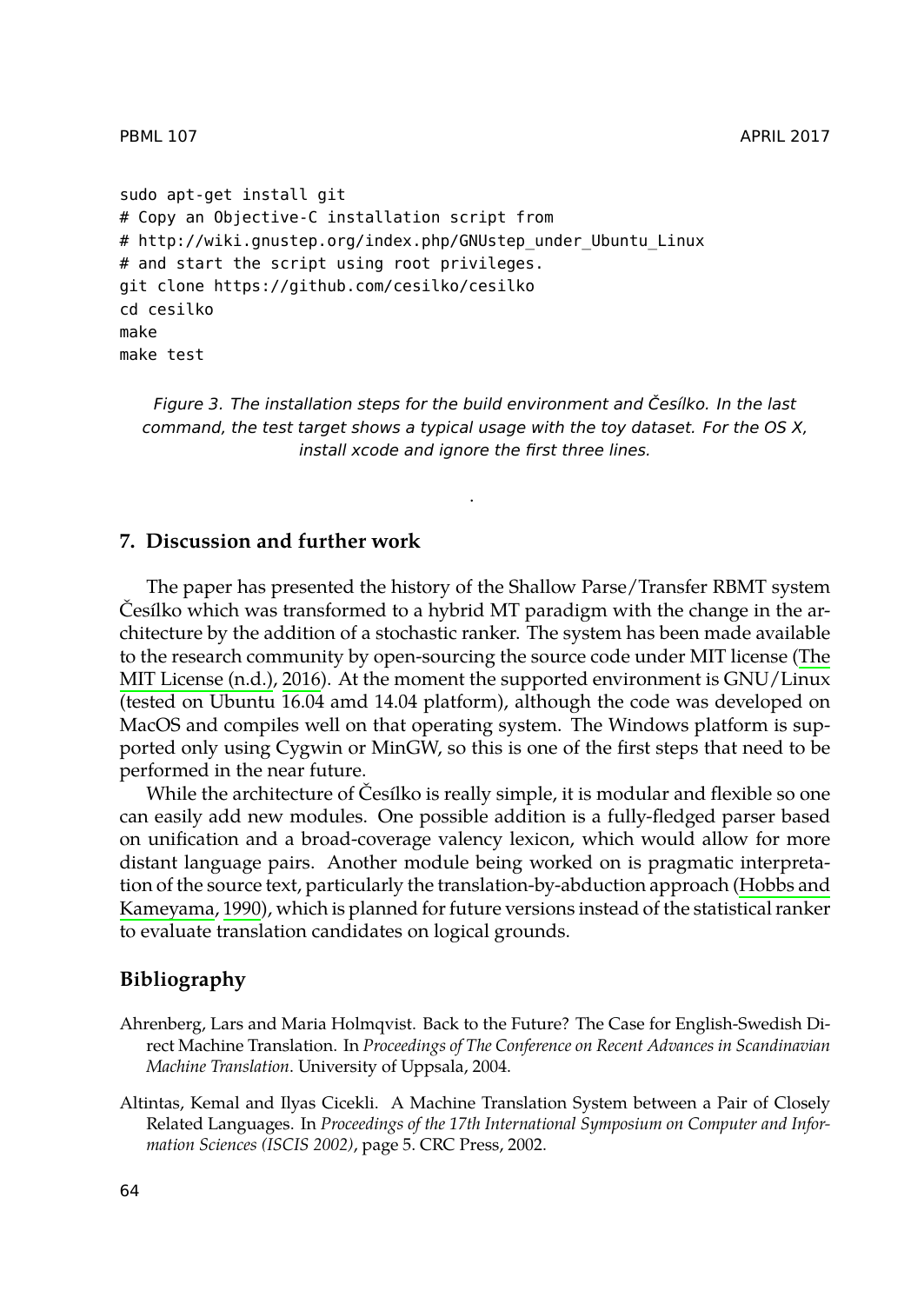```
sudo apt-get install git
# Copy an Objective-C installation script from
# http://wiki.gnustep.org/index.php/GNUstep_under_Ubuntu_Linux
# and start the script using root privileges.
git clone https://github.com/cesilko/cesilko
cd cesilko
make
make test
```

*Figure 3. The installation steps for the build environment and Česílko. In the last command, the test target shows a typical usage with the toy dataset. For the OS X, install xcode and ignore the first three lines.*

.

## 7. Discussion and further work

The paper has presented the history of the Shallow Parse/Transfer RBMT system Česílko which was transformed to a hybrid MT paradigm with the change in the architecture by the addition of a stochastic ranker. The system has been made available to the research community by open-sourcing the source code under MIT license (The MIT License (n.d.), 2016). At the moment the supported environment is GNU/Linux (tested on Ubuntu 16.04 amd 14.04 platform), although the code was developed on MacOS and compiles well on that operating system. The Windows platform is supported only using Cygwin or MinGW, so this is one of the first steps that need to be performed in the near future.

While the architecture of Česílko is really simple, it is modular and flexible so one can easily add new modules. One possible addition is a fully-fledged parser based on unification and a broad-coverage valency lexicon, which would allow for more distant language pairs. Another module being worked on is pragmatic interpretation of the source text, particularly the translation-by-abduction approach (Hobbs and Kameyama, 1990), which is planned for future versions instead of the statistical ranker to evaluate translation candidates on logical grounds.

## Bibliography

Ahrenberg, Lars and Maria Holmqvist. Back to the Future? The Case for English-Swedish Direct Machine Translation. In *Proceedings of The Conference on Recent Advances in Scandinavian Machine Translation*. University of Uppsala, 2004.

Altintas, Kemal and Ilyas Cicekli. A Machine Translation System between a Pair of Closely Related Languages. In *Proceedings of the 17th International Symposium on Computer and Information Sciences (ISCIS 2002)*, page 5. CRC Press, 2002.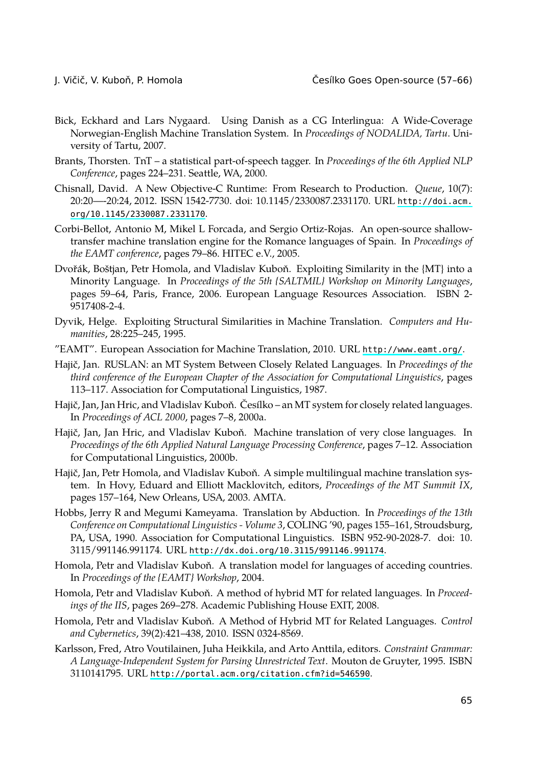Bick, Eckhard and Lars Nygaard. Using Danish as a CG Interlingua: A Wide-Coverage Norwegian-English Machine Translation System. In *Proceedings of NODALIDA, Tartu*. University of Tartu, 2007.

Brants, Thorsten. TnT – a statistical part-of-speech tagger. In *Proceedings of the 6th Applied NLP Conference*, pages 224–231. Seattle, WA, 2000.

Chisnall, David. A New Objective-C Runtime: From Research to Production. *Queue*, 10(7): 20:20—-20:24, 2012. ISSN 1542-7730. doi: 10.1145/2330087.2331170. URL http://doi.acm.org/10.1145/2330087.2331170.

Corbi-Bellot, Antonio M, Mikel L Forcada, and Sergio Ortiz-Rojas. An open-source shallow-transfer machine translation engine for the Romance languages of Spain. In *Proceedings of the EAMT conference*, pages 79–86. HITEC e.V., 2005.

Dvořák, Boštjan, Petr Homola, and Vladislav Kuboň. Exploiting Similarity in the {MT} into a Minority Language. In *Proceedings of the 5th {SALTMIL} Workshop on Minority Languages*, pages 59–64, Paris, France, 2006. European Language Resources Association. ISBN 2-9517408-2-4.

Dyvik, Helge. Exploiting Structural Similarities in Machine Translation. *Computers and Humanities*, 28:225–245, 1995.

"EAMT". European Association for Machine Translation, 2010. URL http://www.eamt.org/.

Hajič, Jan. RUSLAN: an MT System Between Closely Related Languages. In *Proceedings of the third conference of the European Chapter of the Association for Computational Linguistics*, pages 113–117. Association for Computational Linguistics, 1987.

Hajič, Jan, Jan Hric, and Vladislav Kuboň. Česílko – an MT system for closely related languages. In *Proceedings of ACL 2000*, pages 7–8, 2000a.

Hajič, Jan, Jan Hric, and Vladislav Kuboň. Machine translation of very close languages. In *Proceedings of the 6th Applied Natural Language Processing Conference*, pages 7–12. Association for Computational Linguistics, 2000b.

Hajič, Jan, Petr Homola, and Vladislav Kuboň. A simple multilingual machine translation system. In Hovy, Eduard and Elliott Macklovitch, editors, *Proceedings of the MT Summit IX*, pages 157–164, New Orleans, USA, 2003. AMTA.

Hobbs, Jerry R and Megumi Kameyama. Translation by Abduction. In *Proceedings of the 13th Conference on Computational Linguistics - Volume 3*, COLING '90, pages 155–161, Stroudsburg, PA, USA, 1990. Association for Computational Linguistics. ISBN 952-90-2028-7. doi: 10.3115/991146.991174. URL http://dx.doi.org/10.3115/991146.991174.

Homola, Petr and Vladislav Kuboň. A translation model for languages of acceding countries. In *Proceedings of the {EAMT} Workshop*, 2004.

Homola, Petr and Vladislav Kuboň. A method of hybrid MT for related languages. In *Proceedings of the IIS*, pages 269–278. Academic Publishing House EXIT, 2008.

Homola, Petr and Vladislav Kuboň. A Method of Hybrid MT for Related Languages. *Control and Cybernetics*, 39(2):421–438, 2010. ISSN 0324-8569.

Karlsson, Fred, Atro Voutilainen, Juha Heikkila, and Arto Anttila, editors. *Constraint Grammar: A Language-Independent System for Parsing Unrestricted Text*. Mouton de Gruyter, 1995. ISBN 3110141795. URL http://portal.acm.org/citation.cfm?id=546590.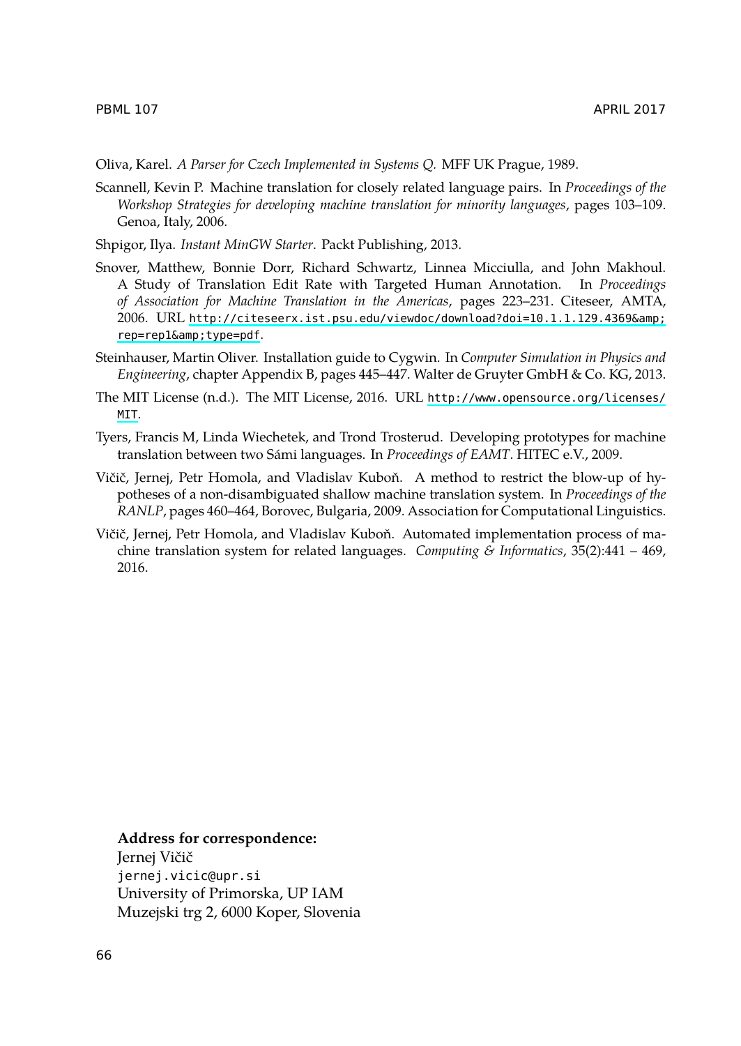Oliva, Karel. *A Parser for Czech Implemented in Systems Q.* MFF UK Prague, 1989.

Scannell, Kevin P. Machine translation for closely related language pairs. In *Proceedings of the Workshop Strategies for developing machine translation for minority languages*, pages 103–109. Genoa, Italy, 2006.

Shpigor, Ilya. *Instant MinGW Starter*. Packt Publishing, 2013.

Snover, Matthew, Bonnie Dorr, Richard Schwartz, Linnea Micciulla, and John Makhoul. A Study of Translation Edit Rate with Targeted Human Annotation. In *Proceedings of Association for Machine Translation in the Americas*, pages 223–231. Citeseer, AMTA, 2006. URL http://citeseerx.ist.psu.edu/viewdoc/download?doi=10.1.1.129.4369&amp;rep=rep1&amp;type=pdf.

Steinhauser, Martin Oliver. Installation guide to Cygwin. In *Computer Simulation in Physics and Engineering*, chapter Appendix B, pages 445–447. Walter de Gruyter GmbH & Co. KG, 2013.

The MIT License (n.d.). The MIT License, 2016. URL http://www.opensource.org/licenses/MIT.

Tyers, Francis M, Linda Wiechetek, and Trond Trosterud. Developing prototypes for machine translation between two Sámi languages. In *Proceedings of EAMT*. HITEC e.V., 2009.

Vičič, Jernej, Petr Homola, and Vladislav Kuboň. A method to restrict the blow-up of hypotheses of a non-disambiguated shallow machine translation system. In *Proceedings of the RANLP*, pages 460–464, Borovec, Bulgaria, 2009. Association for Computational Linguistics.

Vičič, Jernej, Petr Homola, and Vladislav Kuboň. Automated implementation process of machine translation system for related languages. *Computing & Informatics*, 35(2):441 – 469, 2016.

**Address for correspondence:**
Jernej Vičič
jernej.vicic@upr.si
University of Primorska, UP IAM
Muzejski trg 2, 6000 Koper, Slovenia